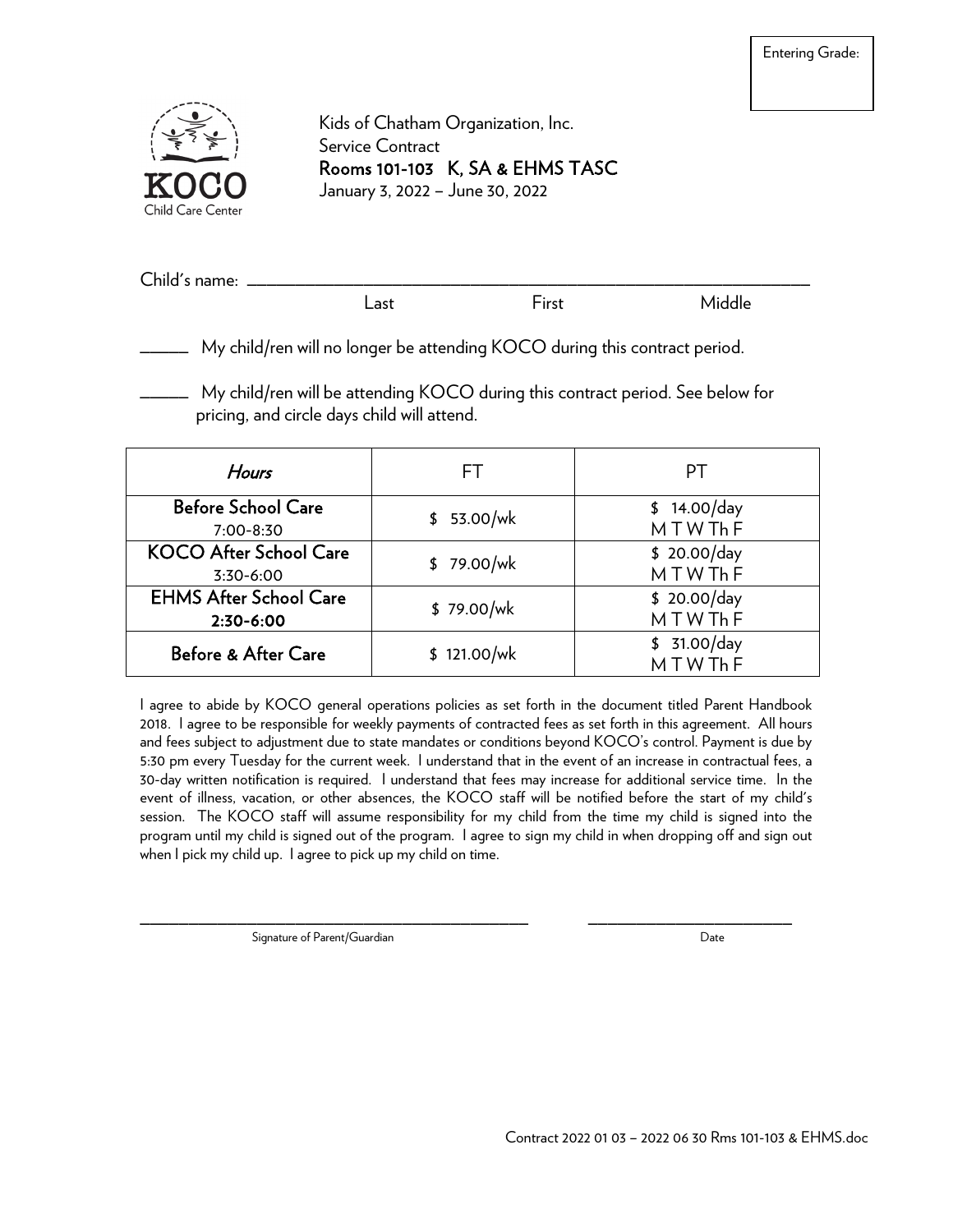Entering Grade:

KOCO Child Care Center

Kids of Chatham Organization, Inc.
Service Contract
**Rooms 101-103 K, SA & EHMS TASC**
January 3, 2022 – June 30, 2022

Child's name: ______________________________________________
Last First Middle

_____ My child/ren will no longer be attending KOCO during this contract period.

_____ My child/ren will be attending KOCO during this contract period. See below for pricing, and circle days child will attend.

| *Hours* | FT | PT |
|---|---|---|
| **Before School Care** 7:00-8:30 | $ 53.00/wk | $ 14.00/day M T W Th F |
| **KOCO After School Care** 3:30-6:00 | $ 79.00/wk | $ 20.00/day M T W Th F |
| **EHMS After School Care** **2:30-6:00** | $ 79.00/wk | $ 20.00/day M T W Th F |
| **Before & After Care** | $ 121.00/wk | $ 31.00/day M T W Th F |

I agree to abide by KOCO general operations policies as set forth in the document titled Parent Handbook 2018. I agree to be responsible for weekly payments of contracted fees as set forth in this agreement. All hours and fees subject to adjustment due to state mandates or conditions beyond KOCO's control. Payment is due by 5:30 pm every Tuesday for the current week. I understand that in the event of an increase in contractual fees, a 30-day written notification is required. I understand that fees may increase for additional service time. In the event of illness, vacation, or other absences, the KOCO staff will be notified before the start of my child's session. The KOCO staff will assume responsibility for my child from the time my child is signed into the program until my child is signed out of the program. I agree to sign my child in when dropping off and sign out when I pick my child up. I agree to pick up my child on time.

______________________________________ ______________________
Signature of Parent/Guardian Date

Contract 2022 01 03 – 2022 06 30 Rms 101-103 & EHMS.doc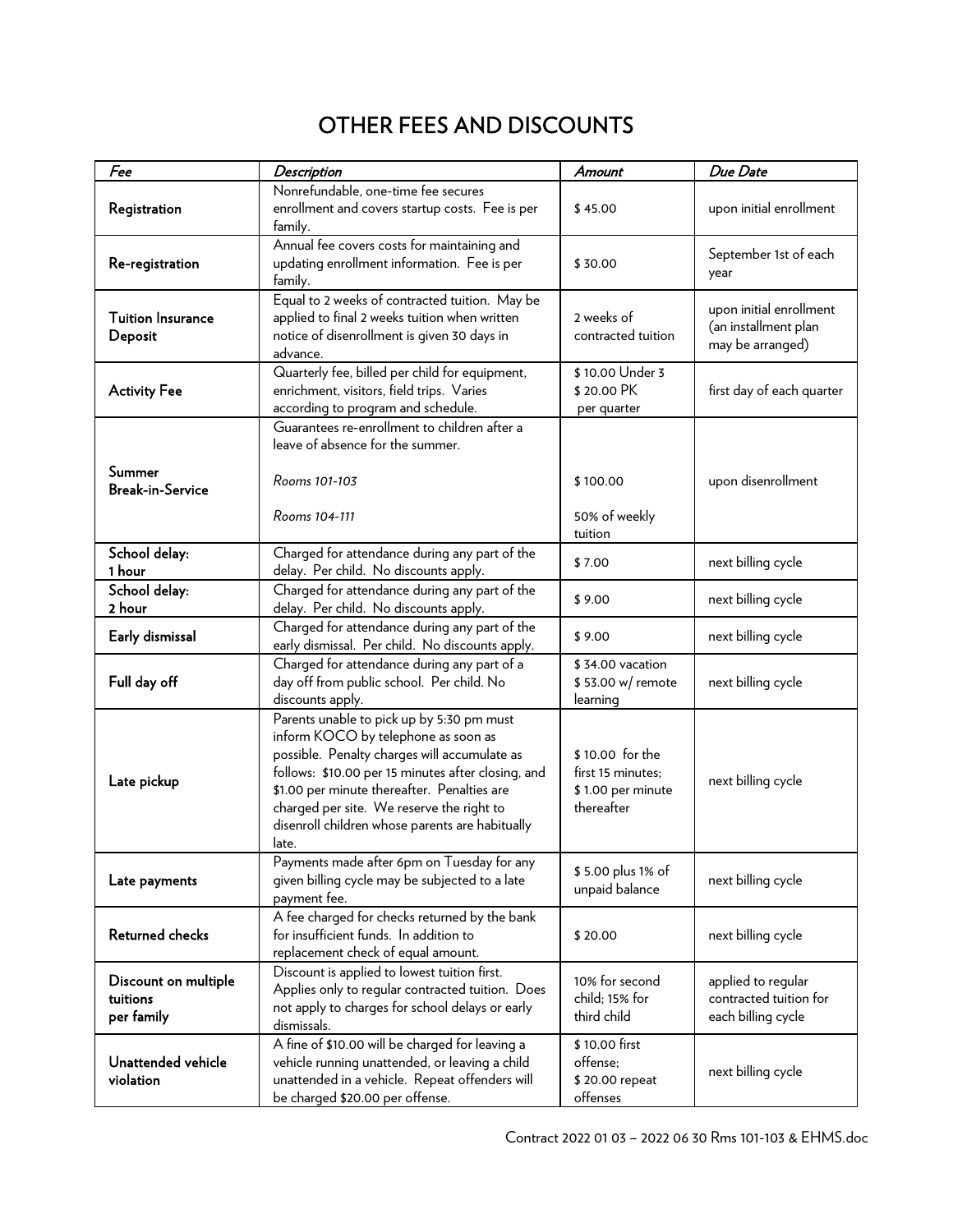# OTHER FEES AND DISCOUNTS

| *Fee* | *Description* | *Amount* | *Due Date* |
|---|---|---|---|
| **Registration** | Nonrefundable, one-time fee secures enrollment and covers startup costs. Fee is per family. | $ 45.00 | upon initial enrollment |
| **Re-registration** | Annual fee covers costs for maintaining and updating enrollment information. Fee is per family. | $ 30.00 | September 1st of each year |
| **Tuition Insurance Deposit** | Equal to 2 weeks of contracted tuition. May be applied to final 2 weeks tuition when written notice of disenrollment is given 30 days in advance. | 2 weeks of contracted tuition | upon initial enrollment (an installment plan may be arranged) |
| **Activity Fee** | Quarterly fee, billed per child for equipment, enrichment, visitors, field trips. Varies according to program and schedule. | $ 10.00 Under 3<br>$ 20.00 PK<br>per quarter | first day of each quarter |
| **Summer Break-in-Service** | Guarantees re-enrollment to children after a leave of absence for the summer.<br><br>*Rooms 101-103*<br><br>*Rooms 104-111* | <br><br>$ 100.00<br><br>50% of weekly tuition | upon disenrollment |
| **School delay: 1 hour** | Charged for attendance during any part of the delay. Per child. No discounts apply. | $ 7.00 | next billing cycle |
| **School delay: 2 hour** | Charged for attendance during any part of the delay. Per child. No discounts apply. | $ 9.00 | next billing cycle |
| **Early dismissal** | Charged for attendance during any part of the early dismissal. Per child. No discounts apply. | $ 9.00 | next billing cycle |
| **Full day off** | Charged for attendance during any part of a day off from public school. Per child. No discounts apply. | $ 34.00 vacation<br>$ 53.00 w/ remote learning | next billing cycle |
| **Late pickup** | Parents unable to pick up by 5:30 pm must inform KOCO by telephone as soon as possible. Penalty charges will accumulate as follows: $10.00 per 15 minutes after closing, and $1.00 per minute thereafter. Penalties are charged per site. We reserve the right to disenroll children whose parents are habitually late. | $ 10.00 for the first 15 minutes;<br>$ 1.00 per minute thereafter | next billing cycle |
| **Late payments** | Payments made after 6pm on Tuesday for any given billing cycle may be subjected to a late payment fee. | $ 5.00 plus 1% of unpaid balance | next billing cycle |
| **Returned checks** | A fee charged for checks returned by the bank for insufficient funds. In addition to replacement check of equal amount. | $ 20.00 | next billing cycle |
| **Discount on multiple tuitions per family** | Discount is applied to lowest tuition first. Applies only to regular contracted tuition. Does not apply to charges for school delays or early dismissals. | 10% for second child; 15% for third child | applied to regular contracted tuition for each billing cycle |
| **Unattended vehicle violation** | A fine of $10.00 will be charged for leaving a vehicle running unattended, or leaving a child unattended in a vehicle. Repeat offenders will be charged $20.00 per offense. | $ 10.00 first offense;<br>$ 20.00 repeat offenses | next billing cycle |